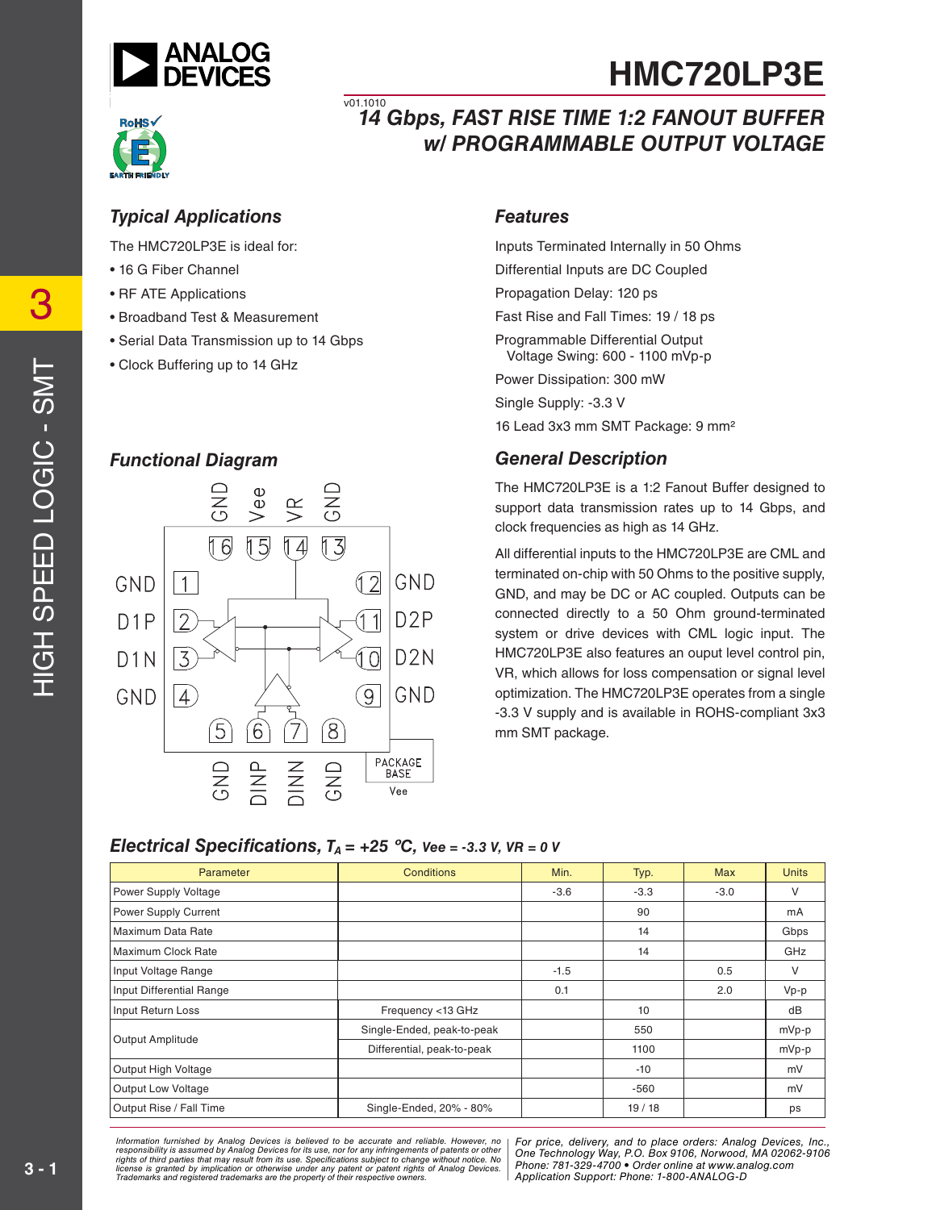# HMC720LP3E

v01.1010

## 14 Gbps, FAST RISE TIME 1:2 FANOUT BUFFER w/ PROGRAMMABLE OUTPUT VOLTAGE

### Typical Applications

The HMC720LP3E is ideal for:

- 16 G Fiber Channel
- RF ATE Applications
- Broadband Test & Measurement
- Serial Data Transmission up to 14 Gbps
- Clock Buffering up to 14 GHz

### Features

Inputs Terminated Internally in 50 Ohms

Differential Inputs are DC Coupled

Propagation Delay: 120 ps

Fast Rise and Fall Times: 19 / 18 ps

Programmable Differential Output Voltage Swing: 600 - 1100 mVp-p

Power Dissipation: 300 mW

Single Supply: -3.3 V

16 Lead 3x3 mm SMT Package: 9 mm²

### Functional Diagram

### General Description

The HMC720LP3E is a 1:2 Fanout Buffer designed to support data transmission rates up to 14 Gbps, and clock frequencies as high as 14 GHz.

All differential inputs to the HMC720LP3E are CML and terminated on-chip with 50 Ohms to the positive supply, GND, and may be DC or AC coupled. Outputs can be connected directly to a 50 Ohm ground-terminated system or drive devices with CML logic input. The HMC720LP3E also features an ouput level control pin, VR, which allows for loss compensation or signal level optimization. The HMC720LP3E operates from a single -3.3 V supply and is available in ROHS-compliant 3x3 mm SMT package.

### Electrical Specifications, $T_A = +25$ °C, Vee = -3.3 V, VR = 0 V

| Parameter | Conditions | Min. | Typ. | Max | Units |
|---|---|---|---|---|---|
| Power Supply Voltage | | -3.6 | -3.3 | -3.0 | V |
| Power Supply Current | | | 90 | | mA |
| Maximum Data Rate | | | 14 | | Gbps |
| Maximum Clock Rate | | | 14 | | GHz |
| Input Voltage Range | | -1.5 | | 0.5 | V |
| Input Differential Range | | 0.1 | | 2.0 | Vp-p |
| Input Return Loss | Frequency <13 GHz | | 10 | | dB |
| Output Amplitude | Single-Ended, peak-to-peak | | 550 | | mVp-p |
| | Differential, peak-to-peak | | 1100 | | mVp-p |
| Output High Voltage | | | -10 | | mV |
| Output Low Voltage | | | -560 | | mV |
| Output Rise / Fall Time | Single-Ended, 20% - 80% | | 19 / 18 | | ps |

*Information furnished by Analog Devices is believed to be accurate and reliable. However, no responsibility is assumed by Analog Devices for its use, nor for any infringements of patents or other rights of third parties that may result from its use. Specifications subject to change without notice. No license is granted by implication or otherwise under any patent or patent rights of Analog Devices. Trademarks and registered trademarks are the property of their respective owners.*

*For price, delivery, and to place orders: Analog Devices, Inc., One Technology Way, P.O. Box 9106, Norwood, MA 02062-9106 Phone: 781-329-4700 • Order online at www.analog.com Application Support: Phone: 1-800-ANALOG-D*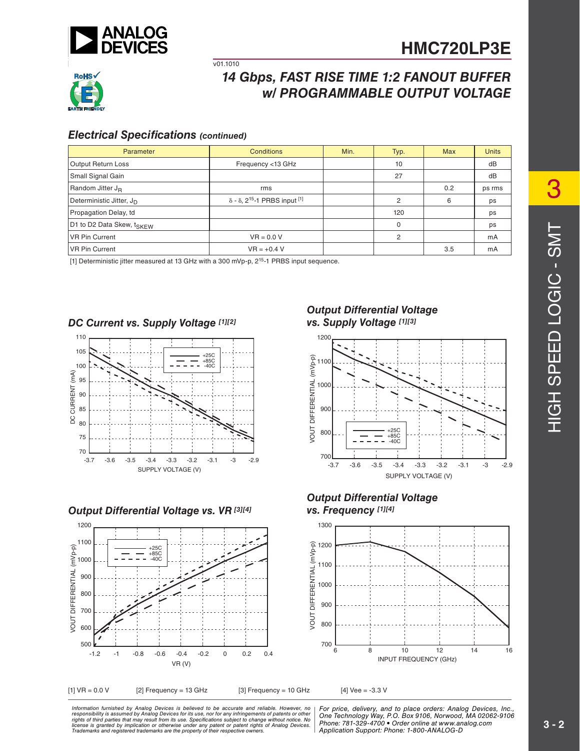## Electrical Specifications *(continued)*

| Parameter | Conditions | Min. | Typ. | Max | Units |
|---|---|---|---|---|---|
| Output Return Loss | Frequency <13 GHz | | 10 | | dB |
| Small Signal Gain | | | 27 | | dB |
| Random Jitter $J_R$ | rms | | | 0.2 | ps rms |
| Deterministic Jitter, $J_D$ | δ - δ, $2^{15}$-1 PRBS input [1] | | 2 | 6 | ps |
| Propagation Delay, td | | | 120 | | ps |
| D1 to D2 Data Skew, $t_{SKEW}$ | | | 0 | | ps |
| VR Pin Current | VR = 0.0 V | | 2 | | mA |
| VR Pin Current | VR = +0.4 V | | | 3.5 | mA |

[1] Deterministic jitter measured at 13 GHz with a 300 mVp-p, $2^{15}$-1 PRBS input sequence.

### DC Current vs. Supply Voltage [1][2]

### Output Differential Voltage vs. Supply Voltage [1][3]

### Output Differential Voltage vs. VR [3][4]

### Output Differential Voltage vs. Frequency [1][4]

[1] VR = 0.0 V [2] Frequency = 13 GHz [3] Frequency = 10 GHz [4] Vee = -3.3 V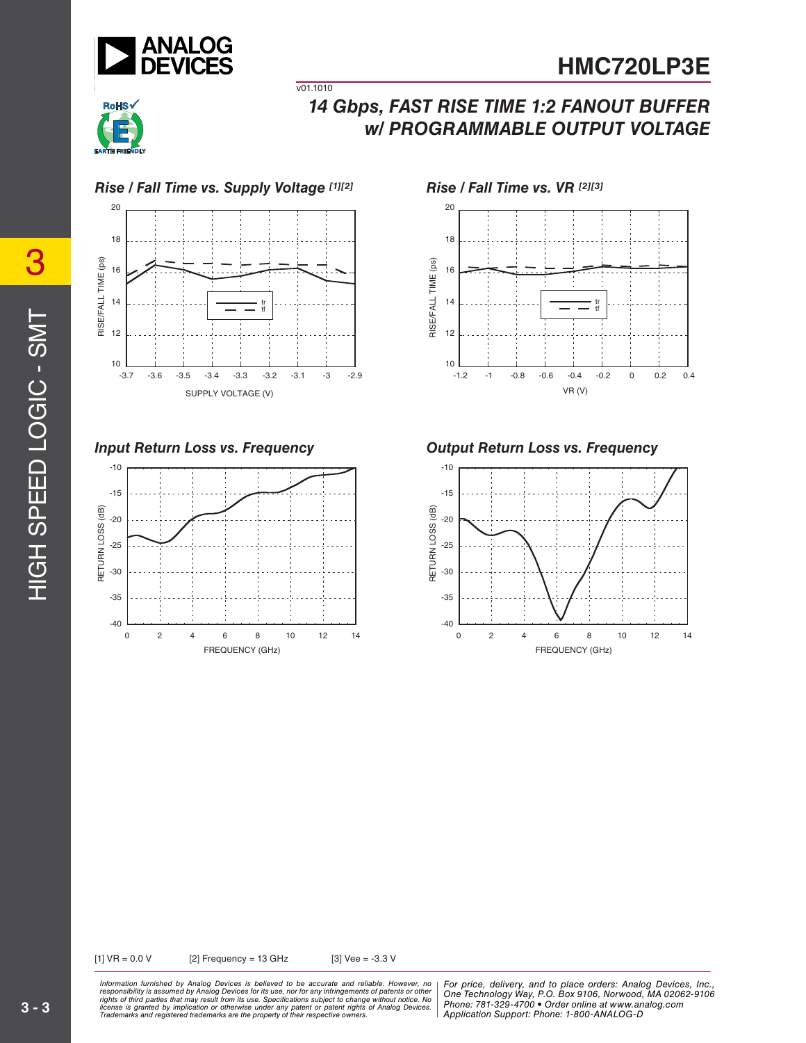## Rise / Fall Time vs. Supply Voltage [1][2]

## Rise / Fall Time vs. VR [2][3]

## Input Return Loss vs. Frequency

## Output Return Loss vs. Frequency

[1] VR = 0.0 V [2] Frequency = 13 GHz [3] Vee = -3.3 V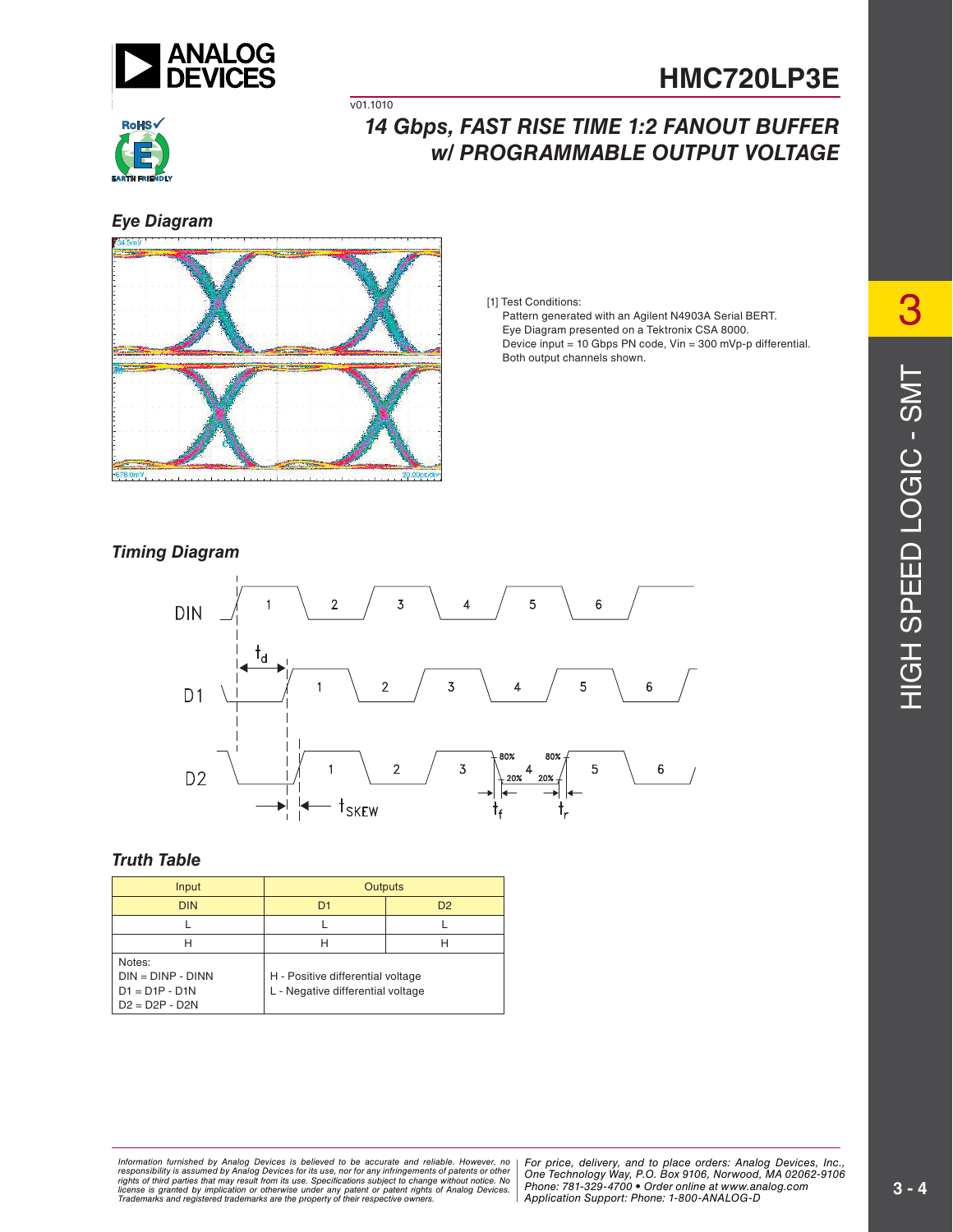## Eye Diagram

[1] Test Conditions:
Pattern generated with an Agilent N4903A Serial BERT.
Eye Diagram presented on a Tektronix CSA 8000.
Device input = 10 Gbps PN code, Vin = 300 mVp-p differential.
Both output channels shown.

## Timing Diagram

## Truth Table

| Input | Outputs | |
|---|---|---|
| DIN | D1 | D2 |
| L | L | L |
| H | H | H |
| Notes:<br>DIN = DINP - DINN<br>D1 = D1P - D1N<br>D2 = D2P - D2N | H - Positive differential voltage<br>L - Negative differential voltage | |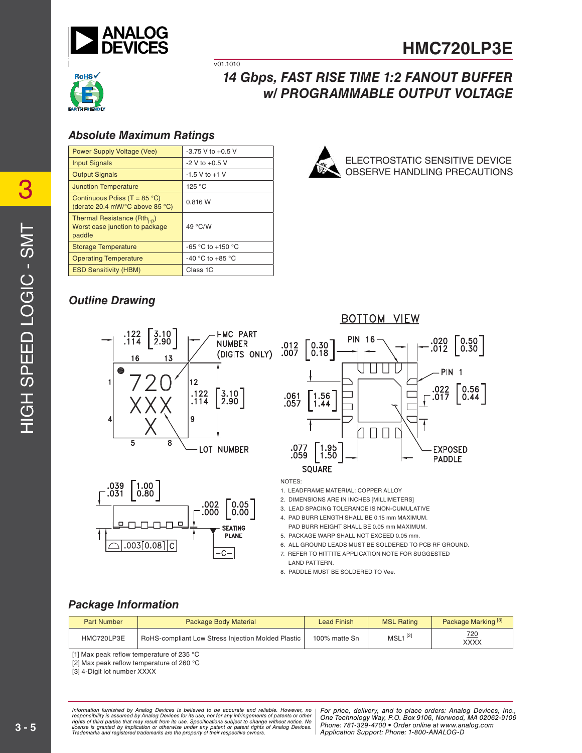# HMC720LP3E

v01.1010

## 14 Gbps, FAST RISE TIME 1:2 FANOUT BUFFER w/ PROGRAMMABLE OUTPUT VOLTAGE

### Absolute Maximum Ratings

| | |
|---|---|
| Power Supply Voltage (Vee) | -3.75 V to +0.5 V |
| Input Signals | -2 V to +0.5 V |
| Output Signals | -1.5 V to +1 V |
| Junction Temperature | 125 °C |
| Continuous Pdiss (T = 85 °C) (derate 20.4 mW/°C above 85 °C) | 0.816 W |
| Thermal Resistance ($Rth_{j-p}$) Worst case junction to package paddle | 49 °C/W |
| Storage Temperature | -65 °C to +150 °C |
| Operating Temperature | -40 °C to +85 °C |
| ESD Sensitivity (HBM) | Class 1C |

ELECTROSTATIC SENSITIVE DEVICE
OBSERVE HANDLING PRECAUTIONS

### Outline Drawing

NOTES:

1. LEADFRAME MATERIAL: COPPER ALLOY
2. DIMENSIONS ARE IN INCHES [MILLIMETERS]
3. LEAD SPACING TOLERANCE IS NON-CUMULATIVE
4. PAD BURR LENGTH SHALL BE 0.15 mm MAXIMUM. PAD BURR HEIGHT SHALL BE 0.05 mm MAXIMUM.
5. PACKAGE WARP SHALL NOT EXCEED 0.05 mm.
6. ALL GROUND LEADS MUST BE SOLDERED TO PCB RF GROUND.
7. REFER TO HITTITE APPLICATION NOTE FOR SUGGESTED LAND PATTERN.
8. PADDLE MUST BE SOLDERED TO Vee.

### Package Information

| Part Number | Package Body Material | Lead Finish | MSL Rating | Package Marking [3] |
|---|---|---|---|---|
| HMC720LP3E | RoHS-compliant Low Stress Injection Molded Plastic | 100% matte Sn | MSL1 [2] | 720<br>XXXX |

[1] Max peak reflow temperature of 235 °C
[2] Max peak reflow temperature of 260 °C
[3] 4-Digit lot number XXXX

*Information furnished by Analog Devices is believed to be accurate and reliable. However, no responsibility is assumed by Analog Devices for its use, nor for any infringements of patents or other rights of third parties that may result from its use. Specifications subject to change without notice. No license is granted by implication or otherwise under any patent or patent rights of Analog Devices. Trademarks and registered trademarks are the property of their respective owners.*

*For price, delivery, and to place orders: Analog Devices, Inc., One Technology Way, P.O. Box 9106, Norwood, MA 02062-9106 Phone: 781-329-4700 • Order online at www.analog.com Application Support: Phone: 1-800-ANALOG-D*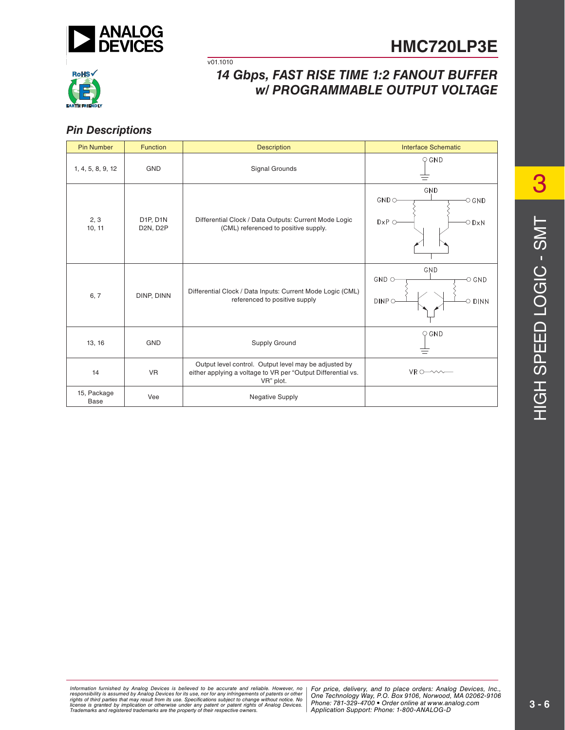# HMC720LP3E

v01.1010

## 14 Gbps, FAST RISE TIME 1:2 FANOUT BUFFER w/ PROGRAMMABLE OUTPUT VOLTAGE

### Pin Descriptions

| Pin Number | Function | Description | Interface Schematic |
|---|---|---|---|
| 1, 4, 5, 8, 9, 12 | GND | Signal Grounds | |
| 2, 3<br>10, 11 | D1P, D1N<br>D2N, D2P | Differential Clock / Data Outputs: Current Mode Logic (CML) referenced to positive supply. | |
| 6, 7 | DINP, DINN | Differential Clock / Data Inputs: Current Mode Logic (CML) referenced to positive supply | |
| 13, 16 | GND | Supply Ground | |
| 14 | VR | Output level control. Output level may be adjusted by either applying a voltage to VR per "Output Differential vs. VR" plot. | |
| 15, Package Base | Vee | Negative Supply | |

Information furnished by Analog Devices is believed to be accurate and reliable. However, no responsibility is assumed by Analog Devices for its use, nor for any infringements of patents or other rights of third parties that may result from its use. Specifications subject to change without notice. No license is granted by implication or otherwise under any patent or patent rights of Analog Devices. Trademarks and registered trademarks are the property of their respective owners.

For price, delivery, and to place orders: Analog Devices, Inc., One Technology Way, P.O. Box 9106, Norwood, MA 02062-9106
Phone: 781-329-4700 • Order online at www.analog.com
Application Support: Phone: 1-800-ANALOG-D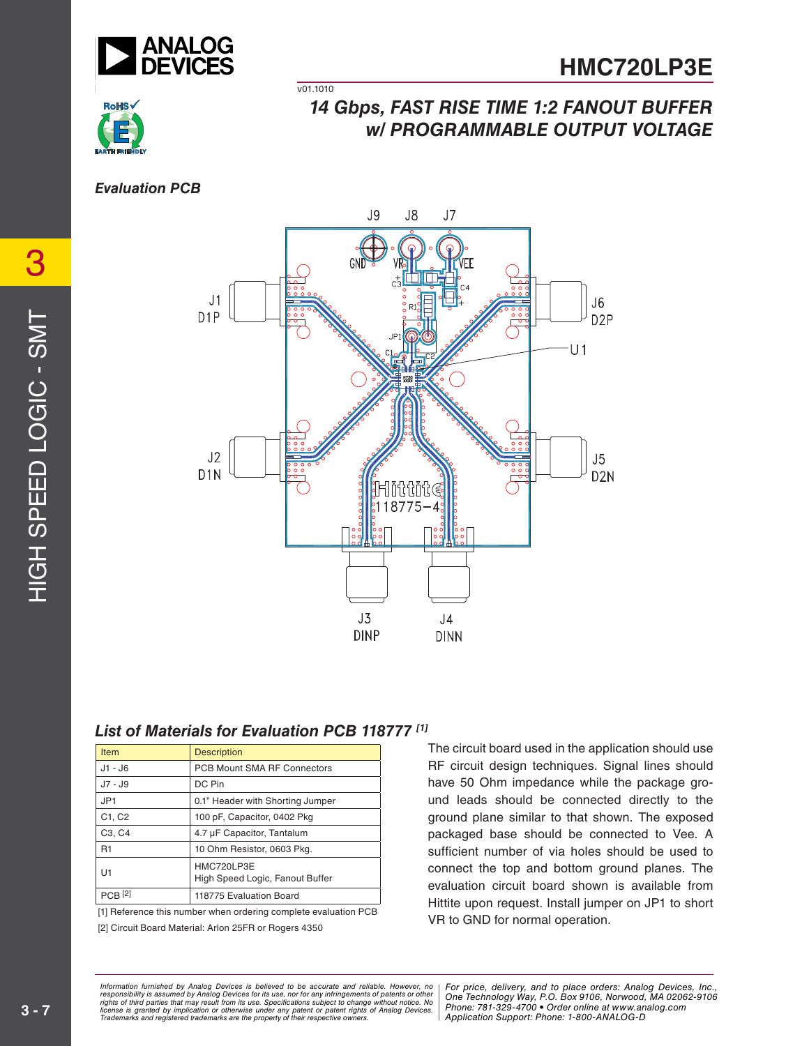## Evaluation PCB

## List of Materials for Evaluation PCB 118777 [1]

| Item | Description |
|---|---|
| J1 - J6 | PCB Mount SMA RF Connectors |
| J7 - J9 | DC Pin |
| JP1 | 0.1" Header with Shorting Jumper |
| C1, C2 | 100 pF, Capacitor, 0402 Pkg |
| C3, C4 | 4.7 µF Capacitor, Tantalum |
| R1 | 10 Ohm Resistor, 0603 Pkg. |
| U1 | HMC720LP3E<br>High Speed Logic, Fanout Buffer |
| PCB [2] | 118775 Evaluation Board |

[1] Reference this number when ordering complete evaluation PCB

[2] Circuit Board Material: Arlon 25FR or Rogers 4350

The circuit board used in the application should use RF circuit design techniques. Signal lines should have 50 Ohm impedance while the package ground leads should be connected directly to the ground plane similar to that shown. The exposed packaged base should be connected to Vee. A sufficient number of via holes should be used to connect the top and bottom ground planes. The evaluation circuit board shown is available from Hittite upon request. Install jumper on JP1 to short VR to GND for normal operation.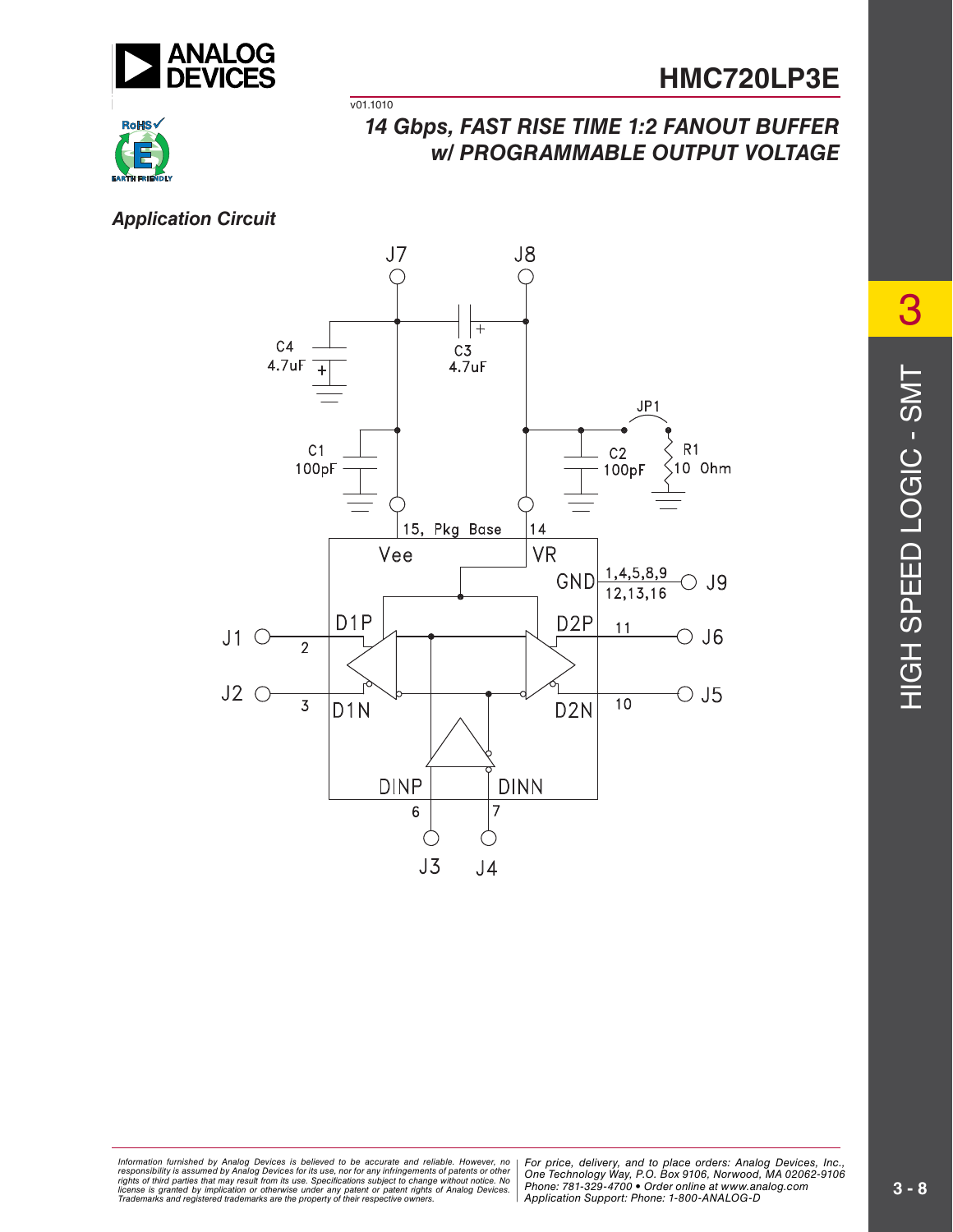## Application Circuit

J7
J8
C4
4.7uF
C3
4.7uF
JP1
C1
100pF
C2
100pF
R1
10 Ohm
15, Pkg Base
14
Vee
VR
GND
1,4,5,8,9
12,13,16
J9
D1P
D2P
J1
2
11
J6
J2
3
D1N
D2N
10
J5
DINP
DINN
6
7
J3
J4